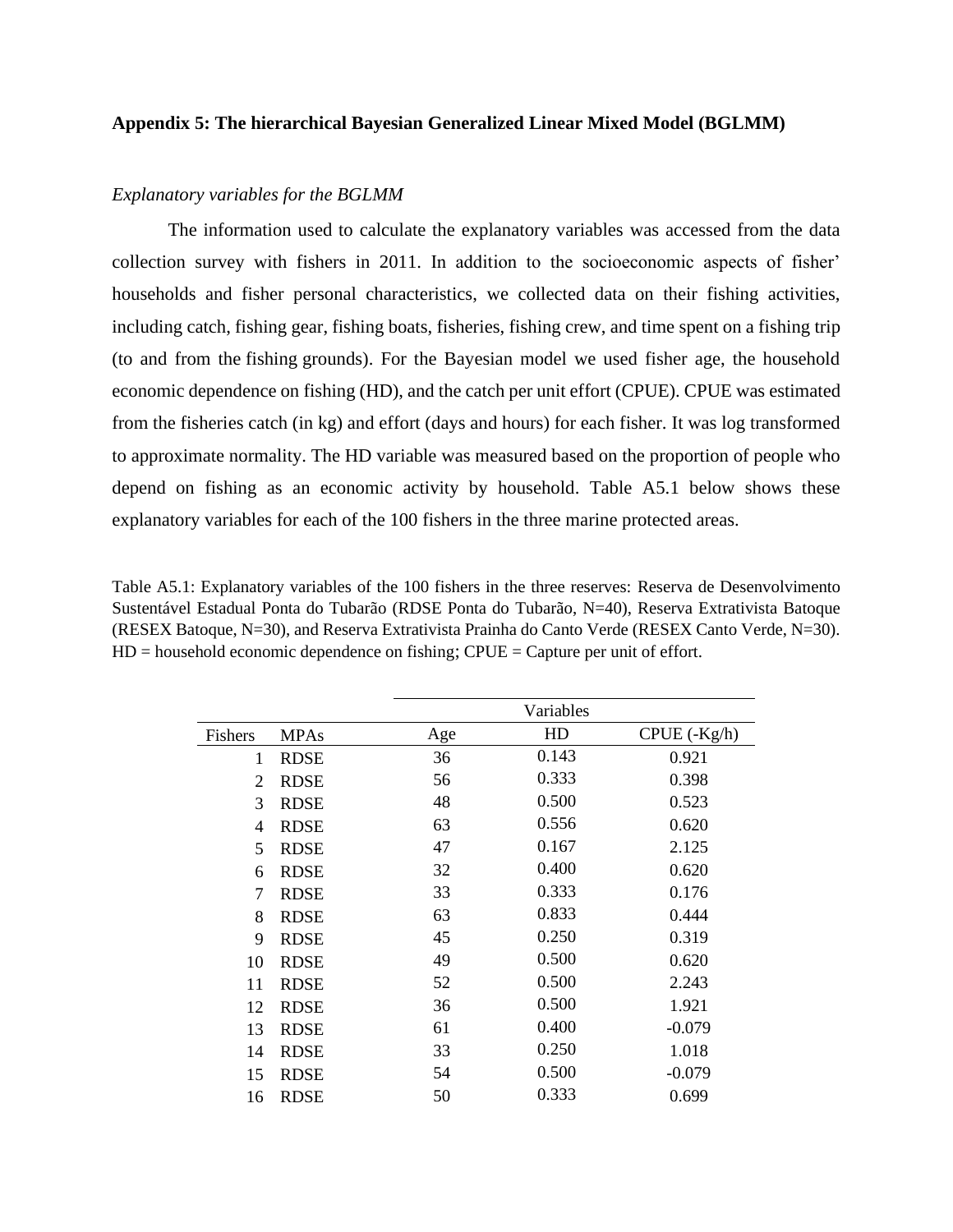## Appendix 5: The hierarchical Bayesian Generalized Linear Mixed Model (BGLMM)

### *Explanatory variables for the BGLMM*

The information used to calculate the explanatory variables was accessed from the data collection survey with fishers in 2011. In addition to the socioeconomic aspects of fisher' households and fisher personal characteristics, we collected data on their fishing activities, including catch, fishing gear, fishing boats, fisheries, fishing crew, and time spent on a fishing trip (to and from the fishing grounds). For the Bayesian model we used fisher age, the household economic dependence on fishing (HD), and the catch per unit effort (CPUE). CPUE was estimated from the fisheries catch (in kg) and effort (days and hours) for each fisher. It was log transformed to approximate normality. The HD variable was measured based on the proportion of people who depend on fishing as an economic activity by household. Table A5.1 below shows these explanatory variables for each of the 100 fishers in the three marine protected areas.

Table A5.1: Explanatory variables of the 100 fishers in the three reserves: Reserva de Desenvolvimento Sustentável Estadual Ponta do Tubarão (RDSE Ponta do Tubarão, N=40), Reserva Extrativista Batoque (RESEX Batoque, N=30), and Reserva Extrativista Prainha do Canto Verde (RESEX Canto Verde, N=30). HD = household economic dependence on fishing; CPUE = Capture per unit of effort.

| | | Variables | | |
|---|---|---|---|---|
| Fishers | MPAs | Age | HD | CPUE (-Kg/h) |
| 1 | RDSE | 36 | 0.143 | 0.921 |
| 2 | RDSE | 56 | 0.333 | 0.398 |
| 3 | RDSE | 48 | 0.500 | 0.523 |
| 4 | RDSE | 63 | 0.556 | 0.620 |
| 5 | RDSE | 47 | 0.167 | 2.125 |
| 6 | RDSE | 32 | 0.400 | 0.620 |
| 7 | RDSE | 33 | 0.333 | 0.176 |
| 8 | RDSE | 63 | 0.833 | 0.444 |
| 9 | RDSE | 45 | 0.250 | 0.319 |
| 10 | RDSE | 49 | 0.500 | 0.620 |
| 11 | RDSE | 52 | 0.500 | 2.243 |
| 12 | RDSE | 36 | 0.500 | 1.921 |
| 13 | RDSE | 61 | 0.400 | -0.079 |
| 14 | RDSE | 33 | 0.250 | 1.018 |
| 15 | RDSE | 54 | 0.500 | -0.079 |
| 16 | RDSE | 50 | 0.333 | 0.699 |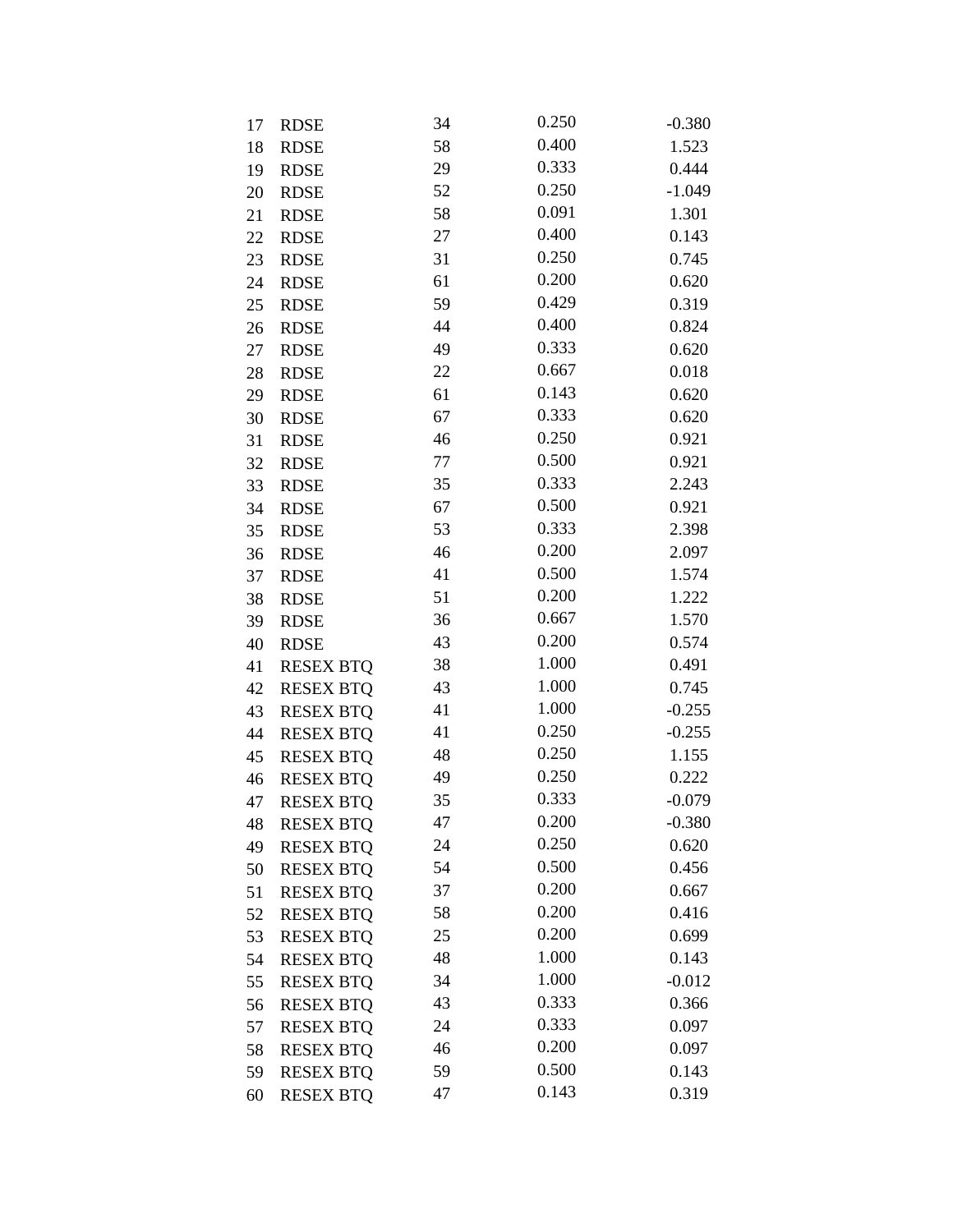| | | | | |
|---|---|---|---|---|
| 17 | RDSE | 34 | 0.250 | -0.380 |
| 18 | RDSE | 58 | 0.400 | 1.523 |
| 19 | RDSE | 29 | 0.333 | 0.444 |
| 20 | RDSE | 52 | 0.250 | -1.049 |
| 21 | RDSE | 58 | 0.091 | 1.301 |
| 22 | RDSE | 27 | 0.400 | 0.143 |
| 23 | RDSE | 31 | 0.250 | 0.745 |
| 24 | RDSE | 61 | 0.200 | 0.620 |
| 25 | RDSE | 59 | 0.429 | 0.319 |
| 26 | RDSE | 44 | 0.400 | 0.824 |
| 27 | RDSE | 49 | 0.333 | 0.620 |
| 28 | RDSE | 22 | 0.667 | 0.018 |
| 29 | RDSE | 61 | 0.143 | 0.620 |
| 30 | RDSE | 67 | 0.333 | 0.620 |
| 31 | RDSE | 46 | 0.250 | 0.921 |
| 32 | RDSE | 77 | 0.500 | 0.921 |
| 33 | RDSE | 35 | 0.333 | 2.243 |
| 34 | RDSE | 67 | 0.500 | 0.921 |
| 35 | RDSE | 53 | 0.333 | 2.398 |
| 36 | RDSE | 46 | 0.200 | 2.097 |
| 37 | RDSE | 41 | 0.500 | 1.574 |
| 38 | RDSE | 51 | 0.200 | 1.222 |
| 39 | RDSE | 36 | 0.667 | 1.570 |
| 40 | RDSE | 43 | 0.200 | 0.574 |
| 41 | RESEX BTQ | 38 | 1.000 | 0.491 |
| 42 | RESEX BTQ | 43 | 1.000 | 0.745 |
| 43 | RESEX BTQ | 41 | 1.000 | -0.255 |
| 44 | RESEX BTQ | 41 | 0.250 | -0.255 |
| 45 | RESEX BTQ | 48 | 0.250 | 1.155 |
| 46 | RESEX BTQ | 49 | 0.250 | 0.222 |
| 47 | RESEX BTQ | 35 | 0.333 | -0.079 |
| 48 | RESEX BTQ | 47 | 0.200 | -0.380 |
| 49 | RESEX BTQ | 24 | 0.250 | 0.620 |
| 50 | RESEX BTQ | 54 | 0.500 | 0.456 |
| 51 | RESEX BTQ | 37 | 0.200 | 0.667 |
| 52 | RESEX BTQ | 58 | 0.200 | 0.416 |
| 53 | RESEX BTQ | 25 | 0.200 | 0.699 |
| 54 | RESEX BTQ | 48 | 1.000 | 0.143 |
| 55 | RESEX BTQ | 34 | 1.000 | -0.012 |
| 56 | RESEX BTQ | 43 | 0.333 | 0.366 |
| 57 | RESEX BTQ | 24 | 0.333 | 0.097 |
| 58 | RESEX BTQ | 46 | 0.200 | 0.097 |
| 59 | RESEX BTQ | 59 | 0.500 | 0.143 |
| 60 | RESEX BTQ | 47 | 0.143 | 0.319 |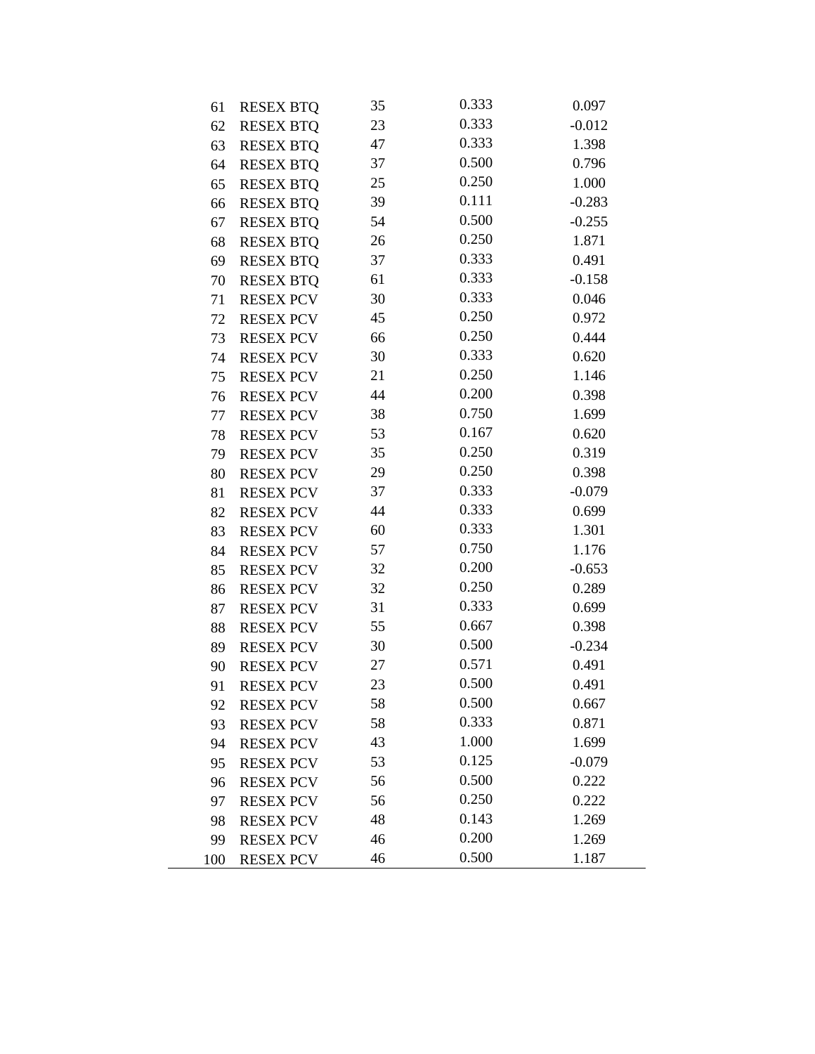| | | | | |
|---|---|---|---|---|
| 61 | RESEX BTQ | 35 | 0.333 | 0.097 |
| 62 | RESEX BTQ | 23 | 0.333 | -0.012 |
| 63 | RESEX BTQ | 47 | 0.333 | 1.398 |
| 64 | RESEX BTQ | 37 | 0.500 | 0.796 |
| 65 | RESEX BTQ | 25 | 0.250 | 1.000 |
| 66 | RESEX BTQ | 39 | 0.111 | -0.283 |
| 67 | RESEX BTQ | 54 | 0.500 | -0.255 |
| 68 | RESEX BTQ | 26 | 0.250 | 1.871 |
| 69 | RESEX BTQ | 37 | 0.333 | 0.491 |
| 70 | RESEX BTQ | 61 | 0.333 | -0.158 |
| 71 | RESEX PCV | 30 | 0.333 | 0.046 |
| 72 | RESEX PCV | 45 | 0.250 | 0.972 |
| 73 | RESEX PCV | 66 | 0.250 | 0.444 |
| 74 | RESEX PCV | 30 | 0.333 | 0.620 |
| 75 | RESEX PCV | 21 | 0.250 | 1.146 |
| 76 | RESEX PCV | 44 | 0.200 | 0.398 |
| 77 | RESEX PCV | 38 | 0.750 | 1.699 |
| 78 | RESEX PCV | 53 | 0.167 | 0.620 |
| 79 | RESEX PCV | 35 | 0.250 | 0.319 |
| 80 | RESEX PCV | 29 | 0.250 | 0.398 |
| 81 | RESEX PCV | 37 | 0.333 | -0.079 |
| 82 | RESEX PCV | 44 | 0.333 | 0.699 |
| 83 | RESEX PCV | 60 | 0.333 | 1.301 |
| 84 | RESEX PCV | 57 | 0.750 | 1.176 |
| 85 | RESEX PCV | 32 | 0.200 | -0.653 |
| 86 | RESEX PCV | 32 | 0.250 | 0.289 |
| 87 | RESEX PCV | 31 | 0.333 | 0.699 |
| 88 | RESEX PCV | 55 | 0.667 | 0.398 |
| 89 | RESEX PCV | 30 | 0.500 | -0.234 |
| 90 | RESEX PCV | 27 | 0.571 | 0.491 |
| 91 | RESEX PCV | 23 | 0.500 | 0.491 |
| 92 | RESEX PCV | 58 | 0.500 | 0.667 |
| 93 | RESEX PCV | 58 | 0.333 | 0.871 |
| 94 | RESEX PCV | 43 | 1.000 | 1.699 |
| 95 | RESEX PCV | 53 | 0.125 | -0.079 |
| 96 | RESEX PCV | 56 | 0.500 | 0.222 |
| 97 | RESEX PCV | 56 | 0.250 | 0.222 |
| 98 | RESEX PCV | 48 | 0.143 | 1.269 |
| 99 | RESEX PCV | 46 | 0.200 | 1.269 |
| 100 | RESEX PCV | 46 | 0.500 | 1.187 |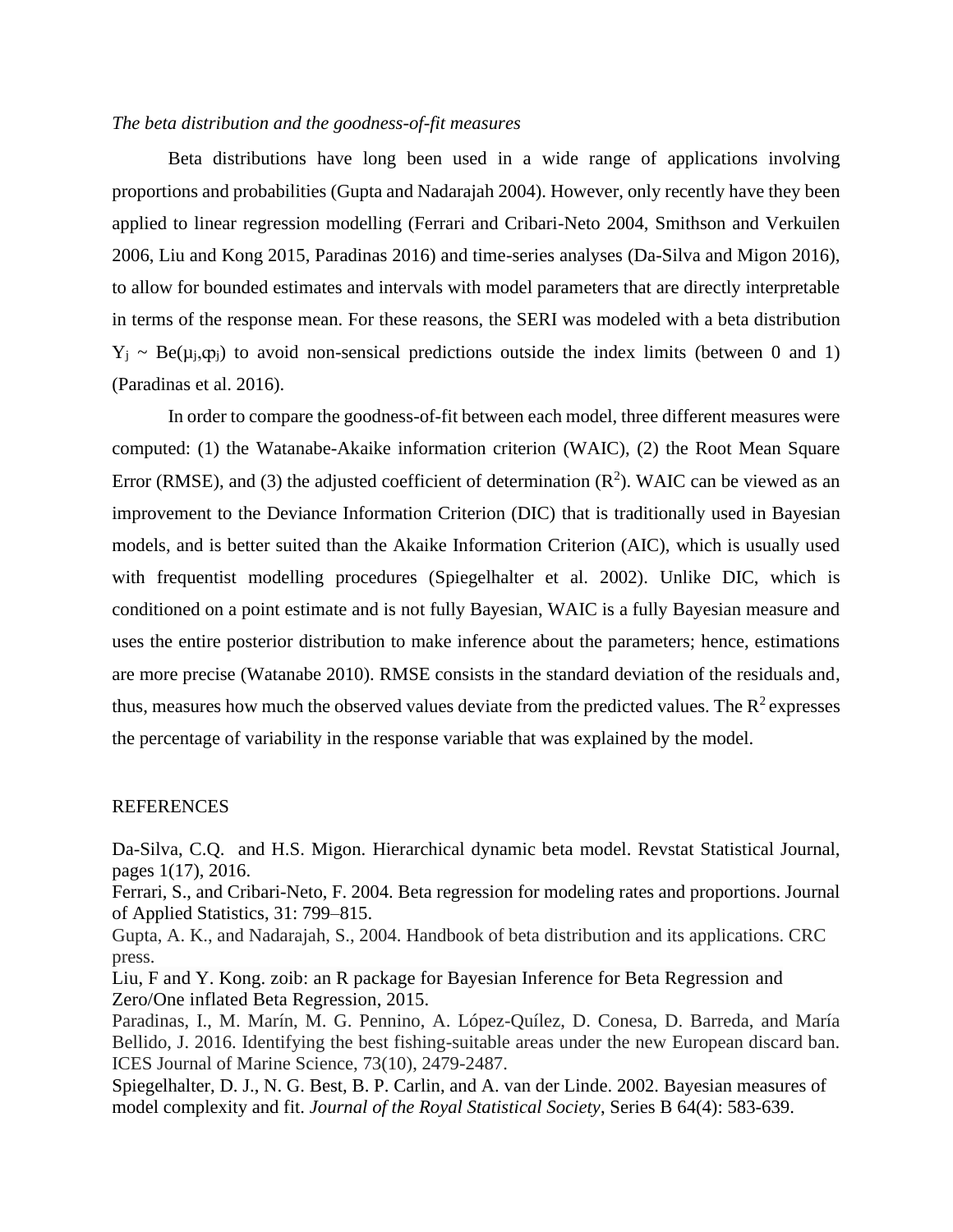*The beta distribution and the goodness-of-fit measures*

Beta distributions have long been used in a wide range of applications involving proportions and probabilities (Gupta and Nadarajah 2004). However, only recently have they been applied to linear regression modelling (Ferrari and Cribari-Neto 2004, Smithson and Verkuilen 2006, Liu and Kong 2015, Paradinas 2016) and time-series analyses (Da-Silva and Migon 2016), to allow for bounded estimates and intervals with model parameters that are directly interpretable in terms of the response mean. For these reasons, the SERI was modeled with a beta distribution $Y_j \sim Be(\mu_j,\varphi_j)$ to avoid non-sensical predictions outside the index limits (between 0 and 1) (Paradinas et al. 2016).

In order to compare the goodness-of-fit between each model, three different measures were computed: (1) the Watanabe-Akaike information criterion (WAIC), (2) the Root Mean Square Error (RMSE), and (3) the adjusted coefficient of determination ($R^2$). WAIC can be viewed as an improvement to the Deviance Information Criterion (DIC) that is traditionally used in Bayesian models, and is better suited than the Akaike Information Criterion (AIC), which is usually used with frequentist modelling procedures (Spiegelhalter et al. 2002). Unlike DIC, which is conditioned on a point estimate and is not fully Bayesian, WAIC is a fully Bayesian measure and uses the entire posterior distribution to make inference about the parameters; hence, estimations are more precise (Watanabe 2010). RMSE consists in the standard deviation of the residuals and, thus, measures how much the observed values deviate from the predicted values. The $R^2$ expresses the percentage of variability in the response variable that was explained by the model.

REFERENCES

Da-Silva, C.Q. and H.S. Migon. Hierarchical dynamic beta model. Revstat Statistical Journal, pages 1(17), 2016.

Ferrari, S., and Cribari-Neto, F. 2004. Beta regression for modeling rates and proportions. Journal of Applied Statistics, 31: 799–815.

Gupta, A. K., and Nadarajah, S., 2004. Handbook of beta distribution and its applications. CRC press.

Liu, F and Y. Kong. zoib: an R package for Bayesian Inference for Beta Regression and Zero/One inflated Beta Regression, 2015.

Paradinas, I., M. Marín, M. G. Pennino, A. López-Quílez, D. Conesa, D. Barreda, and María Bellido, J. 2016. Identifying the best fishing-suitable areas under the new European discard ban. ICES Journal of Marine Science, 73(10), 2479-2487.

Spiegelhalter, D. J., N. G. Best, B. P. Carlin, and A. van der Linde. 2002. Bayesian measures of model complexity and fit. *Journal of the Royal Statistical Society*, Series B 64(4): 583-639.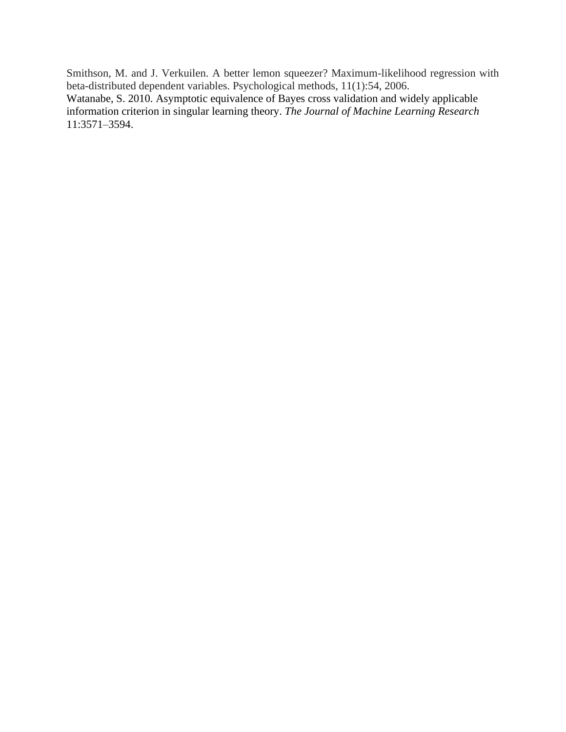Smithson, M. and J. Verkuilen. A better lemon squeezer? Maximum-likelihood regression with beta-distributed dependent variables. Psychological methods, 11(1):54, 2006.

Watanabe, S. 2010. Asymptotic equivalence of Bayes cross validation and widely applicable information criterion in singular learning theory. *The Journal of Machine Learning Research* 11:3571–3594.